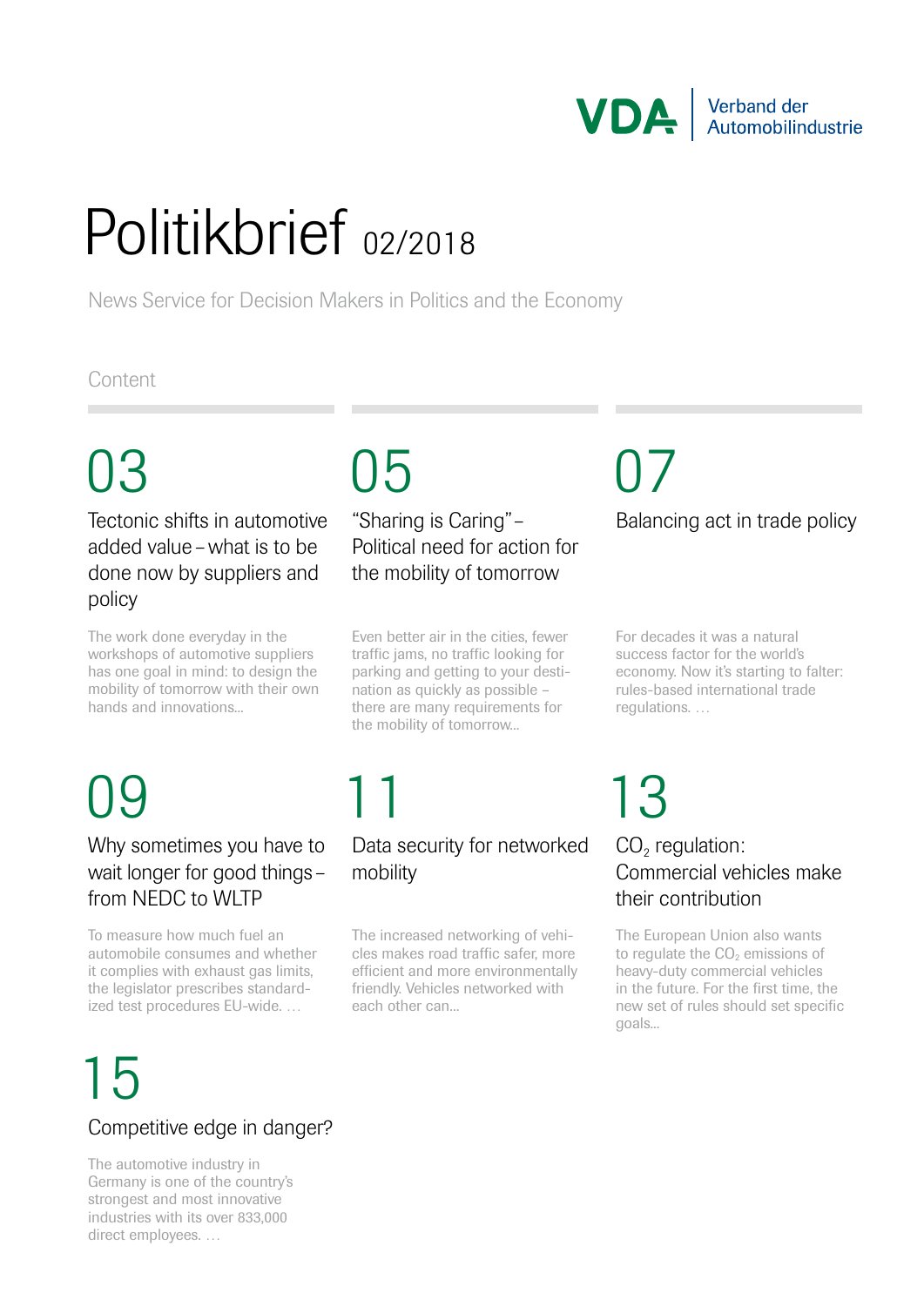VDA | Verband der Automobilindustrie

# Politikbrief 02/2018

News Service for Decision Makers in Politics and the Economy

Content

## 03

### Tectonic shifts in automotive added value – what is to be done now by suppliers and policy

The work done everyday in the workshops of automotive suppliers has one goal in mind: to design the mobility of tomorrow with their own hands and innovations...

## 05

### "Sharing is Caring" – Political need for action for the mobility of tomorrow

Even better air in the cities, fewer traffic jams, no traffic looking for parking and getting to your destination as quickly as possible – there are many requirements for the mobility of tomorrow...

## 07

### Balancing act in trade policy

For decades it was a natural success factor for the world's economy. Now it's starting to falter: rules-based international trade regulations. …

## 09

### Why sometimes you have to wait longer for good things – from NEDC to WLTP

To measure how much fuel an automobile consumes and whether it complies with exhaust gas limits, the legislator prescribes standardized test procedures EU-wide. …

## 11

### Data security for networked mobility

The increased networking of vehicles makes road traffic safer, more efficient and more environmentally friendly. Vehicles networked with each other can...

## 13

### $CO_2$ regulation: Commercial vehicles make their contribution

The European Union also wants to regulate the $CO_2$ emissions of heavy-duty commercial vehicles in the future. For the first time, the new set of rules should set specific goals...

## 15

### Competitive edge in danger?

The automotive industry in Germany is one of the country's strongest and most innovative industries with its over 833,000 direct employees. …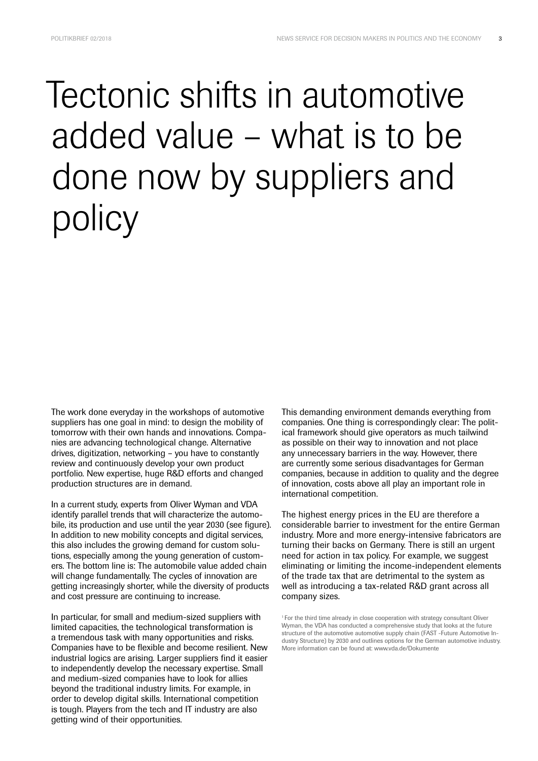# Tectonic shifts in automotive added value – what is to be done now by suppliers and policy

The work done everyday in the workshops of automotive suppliers has one goal in mind: to design the mobility of tomorrow with their own hands and innovations. Companies are advancing technological change. Alternative drives, digitization, networking – you have to constantly review and continuously develop your own product portfolio. New expertise, huge R&D efforts and changed production structures are in demand.

In a current study, experts from Oliver Wyman and VDA identify parallel trends that will characterize the automobile, its production and use until the year 2030 (see figure). In addition to new mobility concepts and digital services, this also includes the growing demand for custom solutions, especially among the young generation of customers. The bottom line is: The automobile value added chain will change fundamentally. The cycles of innovation are getting increasingly shorter, while the diversity of products and cost pressure are continuing to increase.

In particular, for small and medium-sized suppliers with limited capacities, the technological transformation is a tremendous task with many opportunities and risks. Companies have to be flexible and become resilient. New industrial logics are arising. Larger suppliers find it easier to independently develop the necessary expertise. Small and medium-sized companies have to look for allies beyond the traditional industry limits. For example, in order to develop digital skills. International competition is tough. Players from the tech and IT industry are also getting wind of their opportunities.

This demanding environment demands everything from companies. One thing is correspondingly clear: The political framework should give operators as much tailwind as possible on their way to innovation and not place any unnecessary barriers in the way. However, there are currently some serious disadvantages for German companies, because in addition to quality and the degree of innovation, costs above all play an important role in international competition.

The highest energy prices in the EU are therefore a considerable barrier to investment for the entire German industry. More and more energy-intensive fabricators are turning their backs on Germany. There is still an urgent need for action in tax policy. For example, we suggest eliminating or limiting the income-independent elements of the trade tax that are detrimental to the system as well as introducing a tax-related R&D grant across all company sizes.

[1] For the third time already in close cooperation with strategy consultant Oliver Wyman, the VDA has conducted a comprehensive study that looks at the future structure of the automotive automotive supply chain (FAST -Future Automotive Industry Structure) by 2030 and outlines options for the German automotive industry. More information can be found at: www.vda.de/Dokumente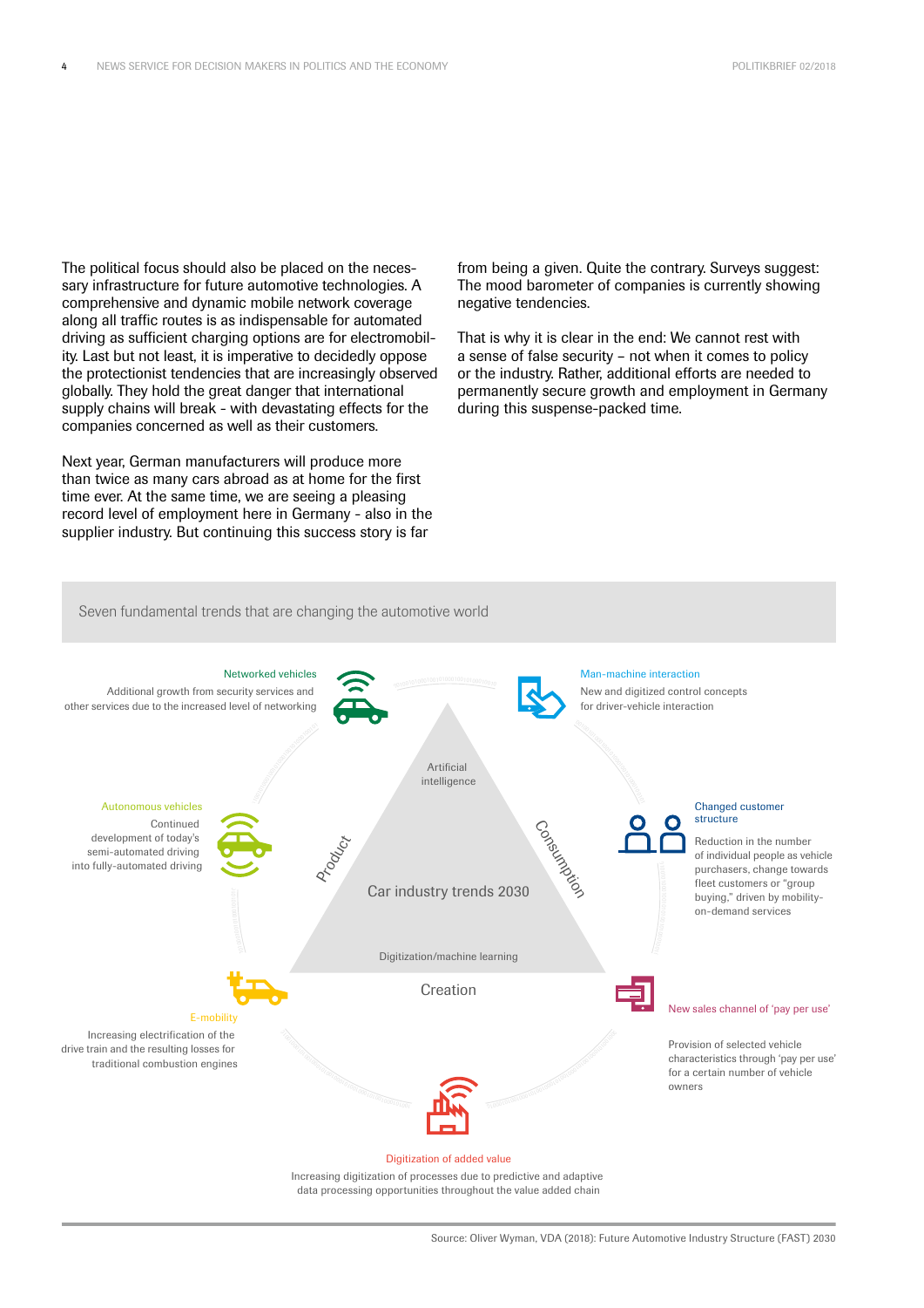The political focus should also be placed on the necessary infrastructure for future automotive technologies. A comprehensive and dynamic mobile network coverage along all traffic routes is as indispensable for automated driving as sufficient charging options are for electromobility. Last but not least, it is imperative to decidedly oppose the protectionist tendencies that are increasingly observed globally. They hold the great danger that international supply chains will break - with devastating effects for the companies concerned as well as their customers.

Next year, German manufacturers will produce more than twice as many cars abroad as at home for the first time ever. At the same time, we are seeing a pleasing record level of employment here in Germany - also in the supplier industry. But continuing this success story is far from being a given. Quite the contrary. Surveys suggest: The mood barometer of companies is currently showing negative tendencies.

That is why it is clear in the end: We cannot rest with a sense of false security – not when it comes to policy or the industry. Rather, additional efforts are needed to permanently secure growth and employment in Germany during this suspense-packed time.

Seven fundamental trends that are changing the automotive world

**Car industry trends 2030**

Artificial intelligence

Product

Consumption

Digitization/machine learning

Creation

**Networked vehicles**
Additional growth from security services and other services due to the increased level of networking

**Man-machine interaction**
New and digitized control concepts for driver-vehicle interaction

**Autonomous vehicles**
Continued development of today's semi-automated driving into fully-automated driving

**Changed customer structure**
Reduction in the number of individual people as vehicle purchasers, change towards fleet customers or "group buying," driven by mobility-on-demand services

**E-mobility**
Increasing electrification of the drive train and the resulting losses for traditional combustion engines

**New sales channel of 'pay per use'**
Provision of selected vehicle characteristics through 'pay per use' for a certain number of vehicle owners

**Digitization of added value**
Increasing digitization of processes due to predictive and adaptive data processing opportunities throughout the value added chain

Source: Oliver Wyman, VDA (2018): Future Automotive Industry Structure (FAST) 2030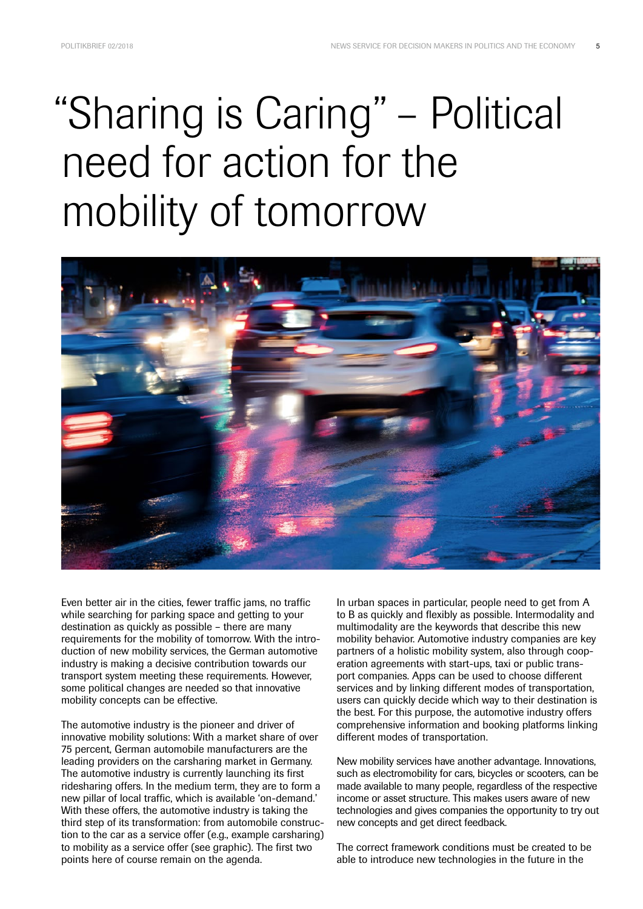# "Sharing is Caring" – Political need for action for the mobility of tomorrow

Even better air in the cities, fewer traffic jams, no traffic while searching for parking space and getting to your destination as quickly as possible – there are many requirements for the mobility of tomorrow. With the introduction of new mobility services, the German automotive industry is making a decisive contribution towards our transport system meeting these requirements. However, some political changes are needed so that innovative mobility concepts can be effective.

The automotive industry is the pioneer and driver of innovative mobility solutions: With a market share of over 75 percent, German automobile manufacturers are the leading providers on the carsharing market in Germany. The automotive industry is currently launching its first ridesharing offers. In the medium term, they are to form a new pillar of local traffic, which is available 'on-demand.' With these offers, the automotive industry is taking the third step of its transformation: from automobile construction to the car as a service offer (e.g., example carsharing) to mobility as a service offer (see graphic). The first two points here of course remain on the agenda.

In urban spaces in particular, people need to get from A to B as quickly and flexibly as possible. Intermodality and multimodality are the keywords that describe this new mobility behavior. Automotive industry companies are key partners of a holistic mobility system, also through cooperation agreements with start-ups, taxi or public transport companies. Apps can be used to choose different services and by linking different modes of transportation, users can quickly decide which way to their destination is the best. For this purpose, the automotive industry offers comprehensive information and booking platforms linking different modes of transportation.

New mobility services have another advantage. Innovations, such as electromobility for cars, bicycles or scooters, can be made available to many people, regardless of the respective income or asset structure. This makes users aware of new technologies and gives companies the opportunity to try out new concepts and get direct feedback.

The correct framework conditions must be created to be able to introduce new technologies in the future in the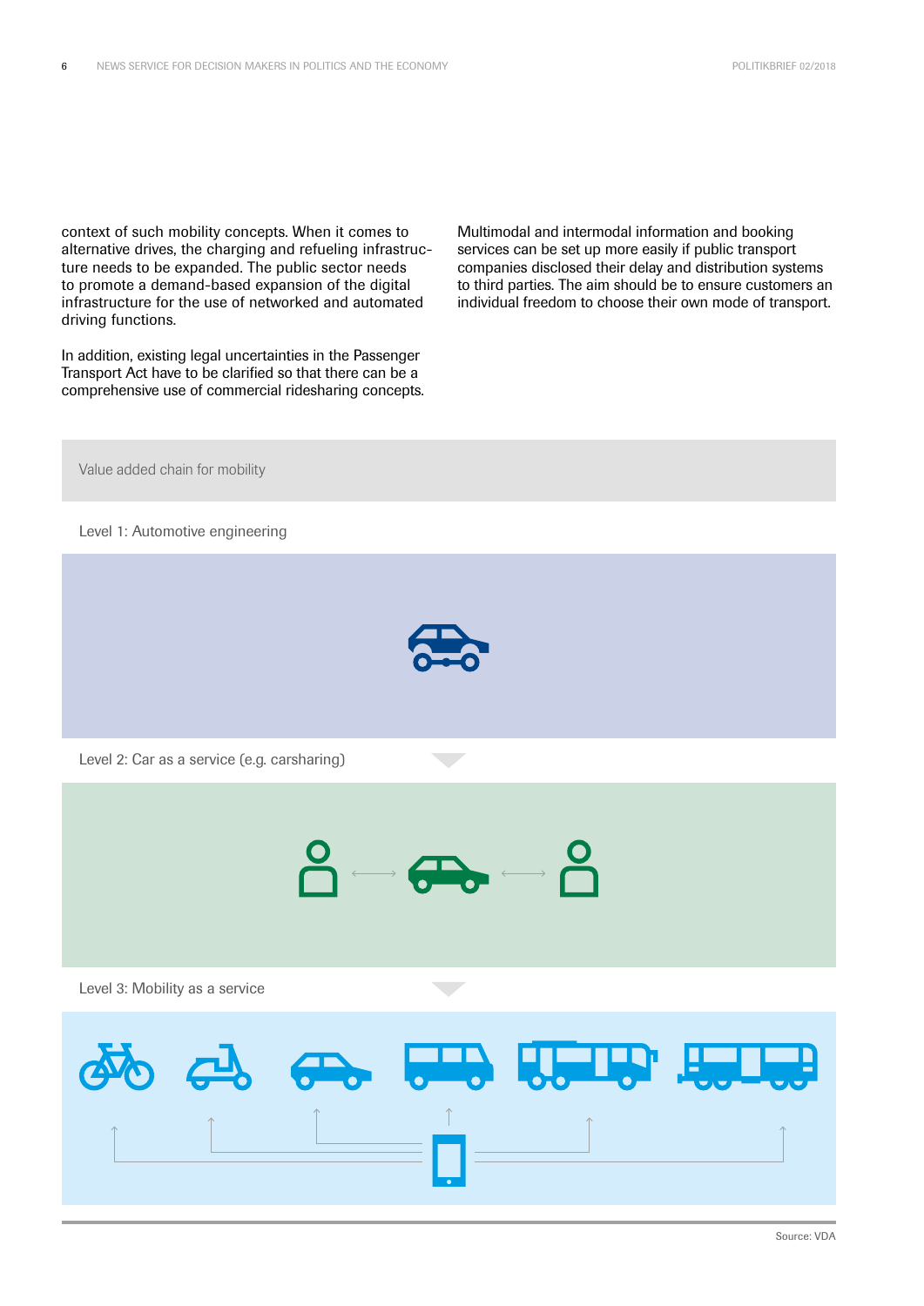context of such mobility concepts. When it comes to alternative drives, the charging and refueling infrastructure needs to be expanded. The public sector needs to promote a demand-based expansion of the digital infrastructure for the use of networked and automated driving functions.

In addition, existing legal uncertainties in the Passenger Transport Act have to be clarified so that there can be a comprehensive use of commercial ridesharing concepts.

Multimodal and intermodal information and booking services can be set up more easily if public transport companies disclosed their delay and distribution systems to third parties. The aim should be to ensure customers an individual freedom to choose their own mode of transport.

Value added chain for mobility

Level 1: Automotive engineering

Level 2: Car as a service (e.g. carsharing)

Level 3: Mobility as a service

Source: VDA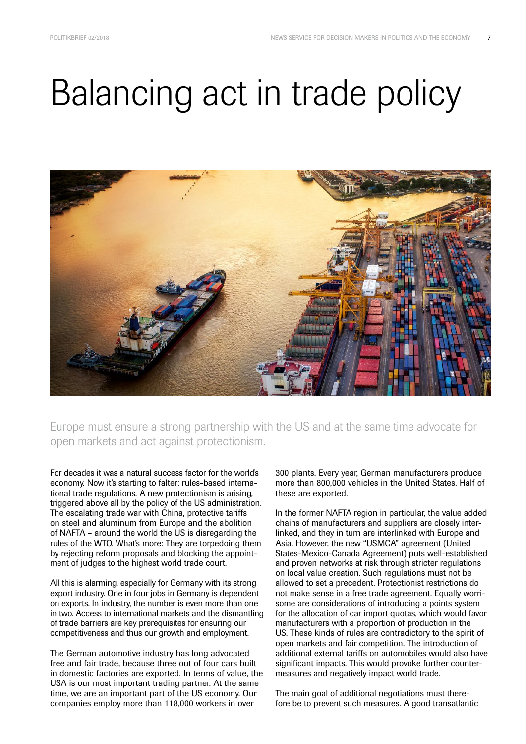# Balancing act in trade policy

Europe must ensure a strong partnership with the US and at the same time advocate for open markets and act against protectionism.

For decades it was a natural success factor for the world's economy. Now it's starting to falter: rules-based international trade regulations. A new protectionism is arising, triggered above all by the policy of the US administration. The escalating trade war with China, protective tariffs on steel and aluminum from Europe and the abolition of NAFTA – around the world the US is disregarding the rules of the WTO. What's more: They are torpedoing them by rejecting reform proposals and blocking the appointment of judges to the highest world trade court.

All this is alarming, especially for Germany with its strong export industry. One in four jobs in Germany is dependent on exports. In industry, the number is even more than one in two. Access to international markets and the dismantling of trade barriers are key prerequisites for ensuring our competitiveness and thus our growth and employment.

The German automotive industry has long advocated free and fair trade, because three out of four cars built in domestic factories are exported. In terms of value, the USA is our most important trading partner. At the same time, we are an important part of the US economy. Our companies employ more than 118,000 workers in over 300 plants. Every year, German manufacturers produce more than 800,000 vehicles in the United States. Half of these are exported.

In the former NAFTA region in particular, the value added chains of manufacturers and suppliers are closely interlinked, and they in turn are interlinked with Europe and Asia. However, the new "USMCA" agreement (United States-Mexico-Canada Agreement) puts well-established and proven networks at risk through stricter regulations on local value creation. Such regulations must not be allowed to set a precedent. Protectionist restrictions do not make sense in a free trade agreement. Equally worrisome are considerations of introducing a points system for the allocation of car import quotas, which would favor manufacturers with a proportion of production in the US. These kinds of rules are contradictory to the spirit of open markets and fair competition. The introduction of additional external tariffs on automobiles would also have significant impacts. This would provoke further countermeasures and negatively impact world trade.

The main goal of additional negotiations must therefore be to prevent such measures. A good transatlantic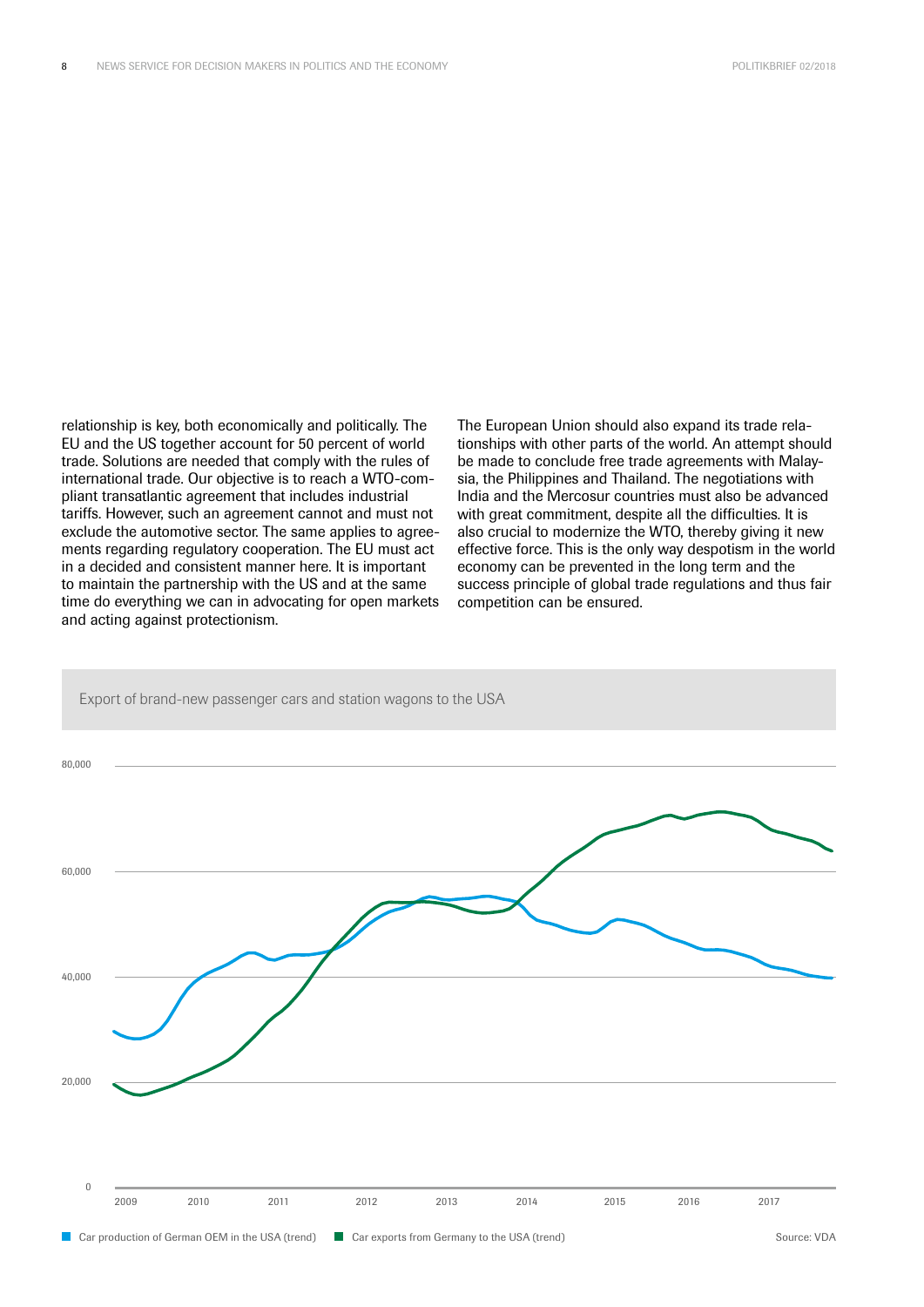relationship is key, both economically and politically. The EU and the US together account for 50 percent of world trade. Solutions are needed that comply with the rules of international trade. Our objective is to reach a WTO-compliant transatlantic agreement that includes industrial tariffs. However, such an agreement cannot and must not exclude the automotive sector. The same applies to agreements regarding regulatory cooperation. The EU must act in a decided and consistent manner here. It is important to maintain the partnership with the US and at the same time do everything we can in advocating for open markets and acting against protectionism.

The European Union should also expand its trade relationships with other parts of the world. An attempt should be made to conclude free trade agreements with Malaysia, the Philippines and Thailand. The negotiations with India and the Mercosur countries must also be advanced with great commitment, despite all the difficulties. It is also crucial to modernize the WTO, thereby giving it new effective force. This is the only way despotism in the world economy can be prevented in the long term and the success principle of global trade regulations and thus fair competition can be ensured.

Export of brand-new passenger cars and station wagons to the USA

80,000

60,000

40,000

20,000

0

2009 2010 2011 2012 2013 2014 2015 2016 2017

Car production of German OEM in the USA (trend) — Car exports from Germany to the USA (trend)

Source: VDA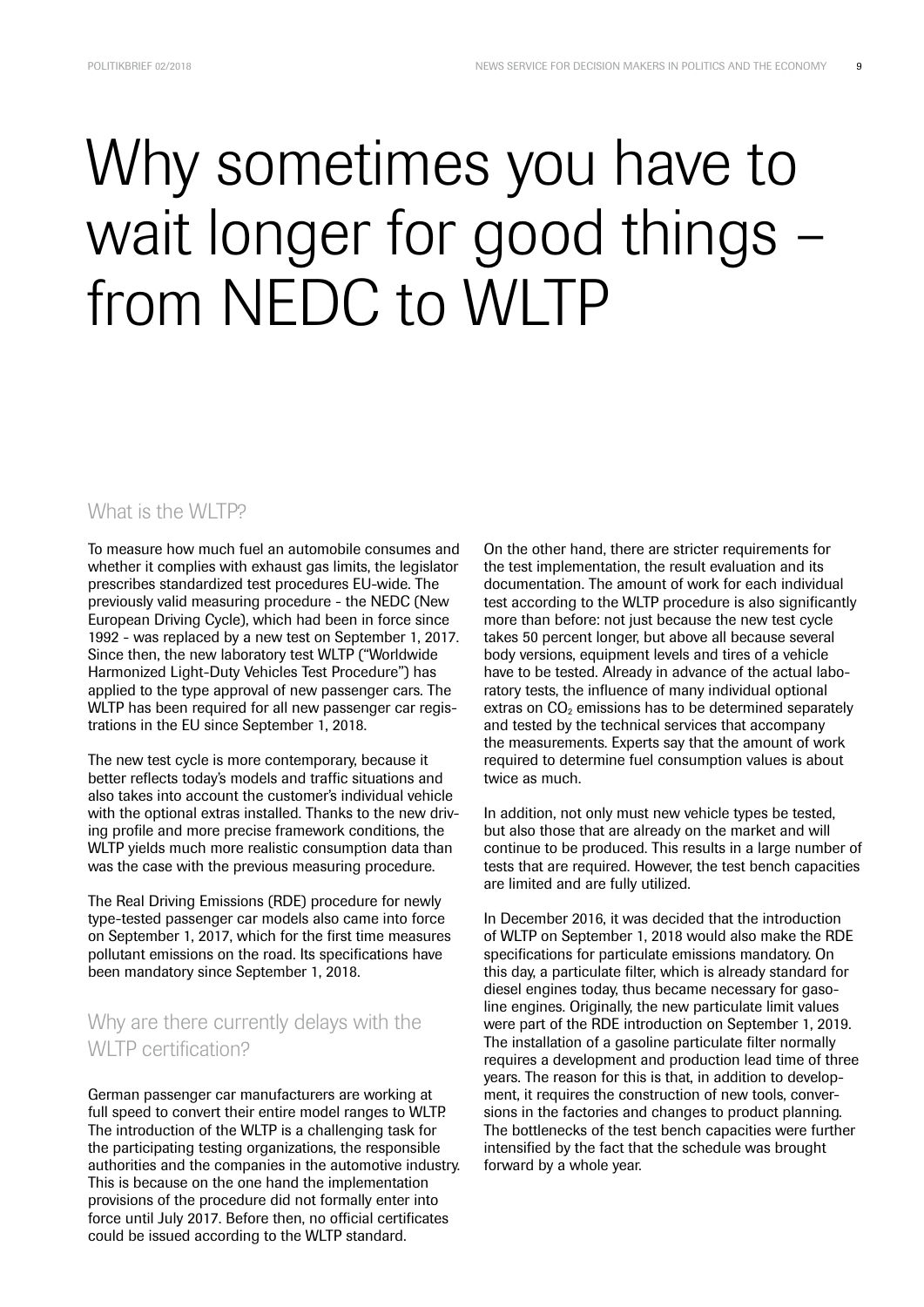# Why sometimes you have to wait longer for good things – from NEDC to WLTP

## What is the WLTP?

To measure how much fuel an automobile consumes and whether it complies with exhaust gas limits, the legislator prescribes standardized test procedures EU-wide. The previously valid measuring procedure - the NEDC (New European Driving Cycle), which had been in force since 1992 - was replaced by a new test on September 1, 2017. Since then, the new laboratory test WLTP ("Worldwide Harmonized Light-Duty Vehicles Test Procedure") has applied to the type approval of new passenger cars. The WLTP has been required for all new passenger car registrations in the EU since September 1, 2018.

The new test cycle is more contemporary, because it better reflects today's models and traffic situations and also takes into account the customer's individual vehicle with the optional extras installed. Thanks to the new driving profile and more precise framework conditions, the WLTP yields much more realistic consumption data than was the case with the previous measuring procedure.

The Real Driving Emissions (RDE) procedure for newly type-tested passenger car models also came into force on September 1, 2017, which for the first time measures pollutant emissions on the road. Its specifications have been mandatory since September 1, 2018.

## Why are there currently delays with the WLTP certification?

German passenger car manufacturers are working at full speed to convert their entire model ranges to WLTP. The introduction of the WLTP is a challenging task for the participating testing organizations, the responsible authorities and the companies in the automotive industry. This is because on the one hand the implementation provisions of the procedure did not formally enter into force until July 2017. Before then, no official certificates could be issued according to the WLTP standard.

On the other hand, there are stricter requirements for the test implementation, the result evaluation and its documentation. The amount of work for each individual test according to the WLTP procedure is also significantly more than before: not just because the new test cycle takes 50 percent longer, but above all because several body versions, equipment levels and tires of a vehicle have to be tested. Already in advance of the actual laboratory tests, the influence of many individual optional extras on $CO_2$ emissions has to be determined separately and tested by the technical services that accompany the measurements. Experts say that the amount of work required to determine fuel consumption values is about twice as much.

In addition, not only must new vehicle types be tested, but also those that are already on the market and will continue to be produced. This results in a large number of tests that are required. However, the test bench capacities are limited and are fully utilized.

In December 2016, it was decided that the introduction of WLTP on September 1, 2018 would also make the RDE specifications for particulate emissions mandatory. On this day, a particulate filter, which is already standard for diesel engines today, thus became necessary for gasoline engines. Originally, the new particulate limit values were part of the RDE introduction on September 1, 2019. The installation of a gasoline particulate filter normally requires a development and production lead time of three years. The reason for this is that, in addition to development, it requires the construction of new tools, conversions in the factories and changes to product planning. The bottlenecks of the test bench capacities were further intensified by the fact that the schedule was brought forward by a whole year.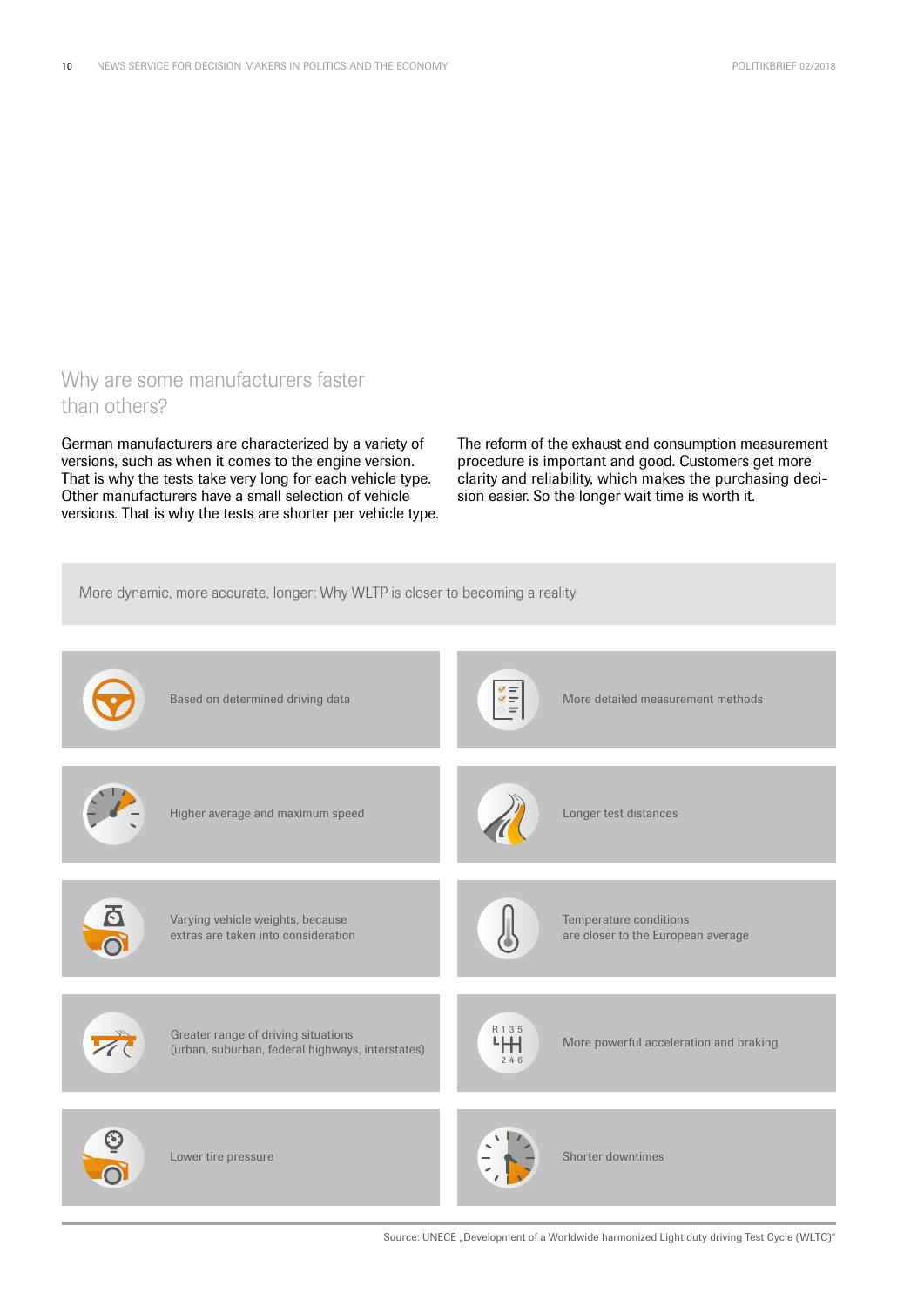## Why are some manufacturers faster than others?

German manufacturers are characterized by a variety of versions, such as when it comes to the engine version. That is why the tests take very long for each vehicle type. Other manufacturers have a small selection of vehicle versions. That is why the tests are shorter per vehicle type.

The reform of the exhaust and consumption measurement procedure is important and good. Customers get more clarity and reliability, which makes the purchasing decision easier. So the longer wait time is worth it.

### More dynamic, more accurate, longer: Why WLTP is closer to becoming a reality

- Based on determined driving data
- More detailed measurement methods
- Higher average and maximum speed
- Longer test distances
- Varying vehicle weights, because extras are taken into consideration
- Temperature conditions are closer to the European average
- Greater range of driving situations (urban, suburban, federal highways, interstates)
- More powerful acceleration and braking
- Lower tire pressure
- Shorter downtimes

Source: UNECE „Development of a Worldwide harmonized Light duty driving Test Cycle (WLTC)“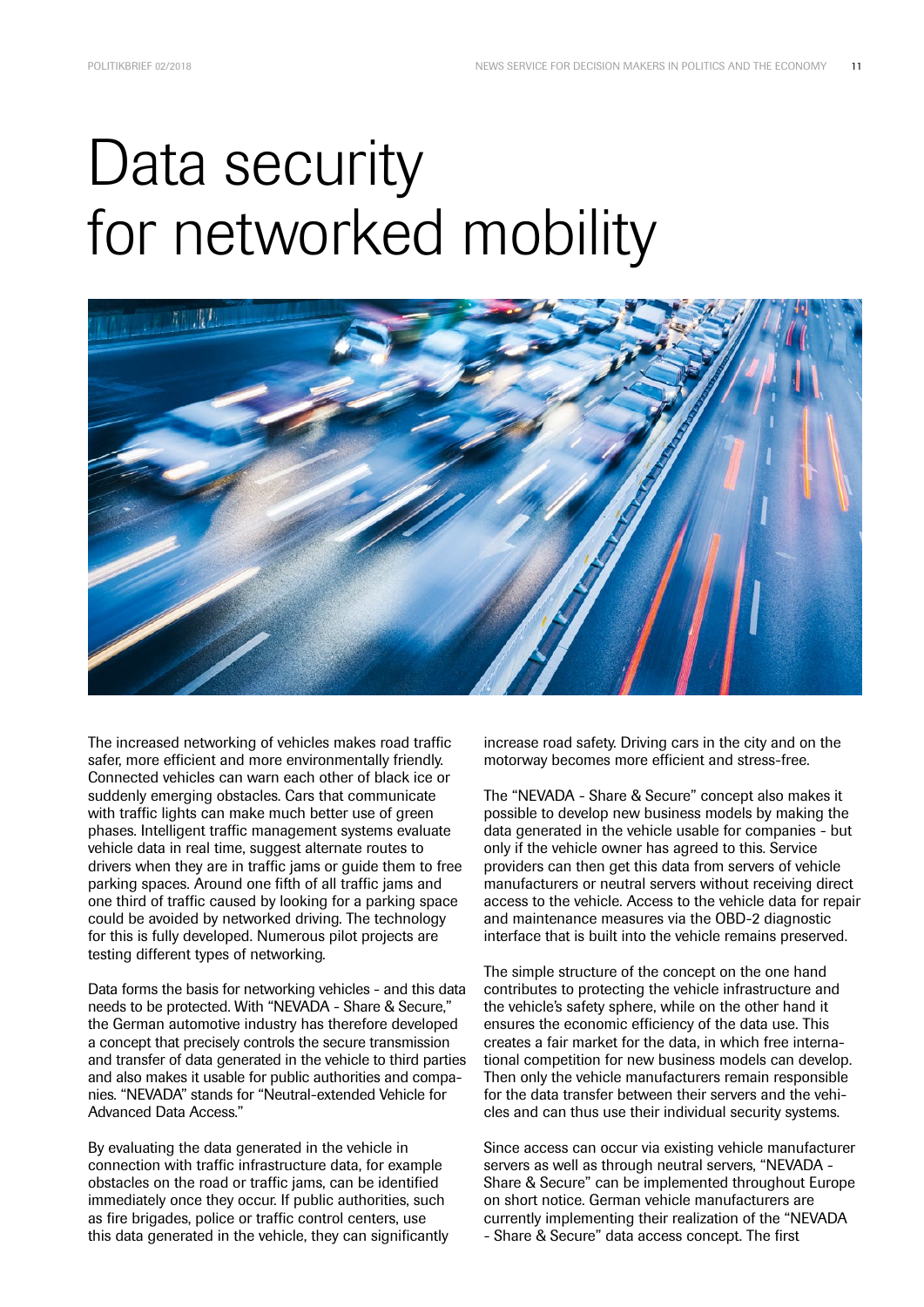# Data security for networked mobility

The increased networking of vehicles makes road traffic safer, more efficient and more environmentally friendly. Connected vehicles can warn each other of black ice or suddenly emerging obstacles. Cars that communicate with traffic lights can make much better use of green phases. Intelligent traffic management systems evaluate vehicle data in real time, suggest alternate routes to drivers when they are in traffic jams or guide them to free parking spaces. Around one fifth of all traffic jams and one third of traffic caused by looking for a parking space could be avoided by networked driving. The technology for this is fully developed. Numerous pilot projects are testing different types of networking.

Data forms the basis for networking vehicles - and this data needs to be protected. With "NEVADA - Share & Secure," the German automotive industry has therefore developed a concept that precisely controls the secure transmission and transfer of data generated in the vehicle to third parties and also makes it usable for public authorities and companies. "NEVADA" stands for "Neutral-extended Vehicle for Advanced Data Access."

By evaluating the data generated in the vehicle in connection with traffic infrastructure data, for example obstacles on the road or traffic jams, can be identified immediately once they occur. If public authorities, such as fire brigades, police or traffic control centers, use this data generated in the vehicle, they can significantly increase road safety. Driving cars in the city and on the motorway becomes more efficient and stress-free.

The "NEVADA - Share & Secure" concept also makes it possible to develop new business models by making the data generated in the vehicle usable for companies - but only if the vehicle owner has agreed to this. Service providers can then get this data from servers of vehicle manufacturers or neutral servers without receiving direct access to the vehicle. Access to the vehicle data for repair and maintenance measures via the OBD-2 diagnostic interface that is built into the vehicle remains preserved.

The simple structure of the concept on the one hand contributes to protecting the vehicle infrastructure and the vehicle's safety sphere, while on the other hand it ensures the economic efficiency of the data use. This creates a fair market for the data, in which free international competition for new business models can develop. Then only the vehicle manufacturers remain responsible for the data transfer between their servers and the vehicles and can thus use their individual security systems.

Since access can occur via existing vehicle manufacturer servers as well as through neutral servers, "NEVADA - Share & Secure" can be implemented throughout Europe on short notice. German vehicle manufacturers are currently implementing their realization of the "NEVADA - Share & Secure" data access concept. The first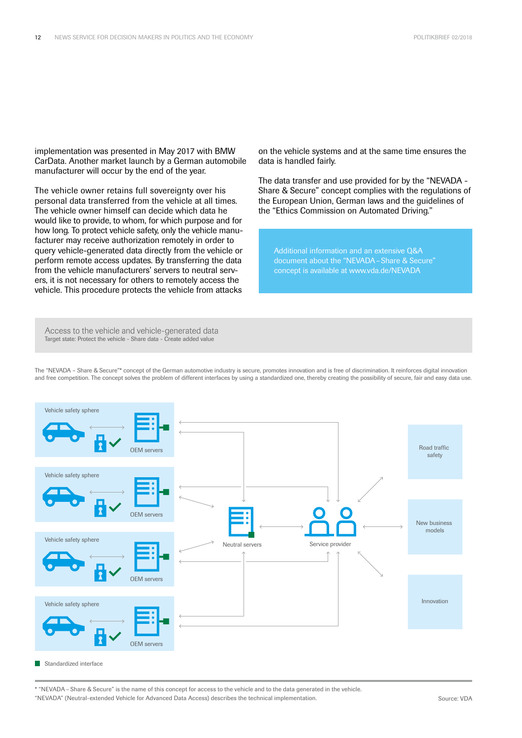implementation was presented in May 2017 with BMW CarData. Another market launch by a German automobile manufacturer will occur by the end of the year.

The vehicle owner retains full sovereignty over his personal data transferred from the vehicle at all times. The vehicle owner himself can decide which data he would like to provide, to whom, for which purpose and for how long. To protect vehicle safety, only the vehicle manufacturer may receive authorization remotely in order to query vehicle-generated data directly from the vehicle or perform remote access updates. By transferring the data from the vehicle manufacturers' servers to neutral servers, it is not necessary for others to remotely access the vehicle. This procedure protects the vehicle from attacks on the vehicle systems and at the same time ensures the data is handled fairly.

The data transfer and use provided for by the "NEVADA - Share & Secure" concept complies with the regulations of the European Union, German laws and the guidelines of the "Ethics Commission on Automated Driving."

> Additional information and an extensive Q&A document about the "NEVADA - Share & Secure" concept is available at www.vda.de/NEVADA

## Access to the vehicle and vehicle-generated data

Target state: Protect the vehicle - Share data - Create added value

The "NEVADA – Share & Secure"* concept of the German automotive industry is secure, promotes innovation and is free of discrimination. It reinforces digital innovation and free competition. The concept solves the problem of different interfaces by using a standardized one, thereby creating the possibility of secure, fair and easy data use.

Vehicle safety sphere — OEM servers

Vehicle safety sphere — OEM servers

Vehicle safety sphere — OEM servers

Vehicle safety sphere — OEM servers

Neutral servers

Service provider

Road traffic safety

New business models

Innovation

Standardized interface

\* "NEVADA – Share & Secure" is the name of this concept for access to the vehicle and to the data generated in the vehicle.
"NEVADA" (Neutral-extended Vehicle for Advanced Data Access) describes the technical implementation.

Source: VDA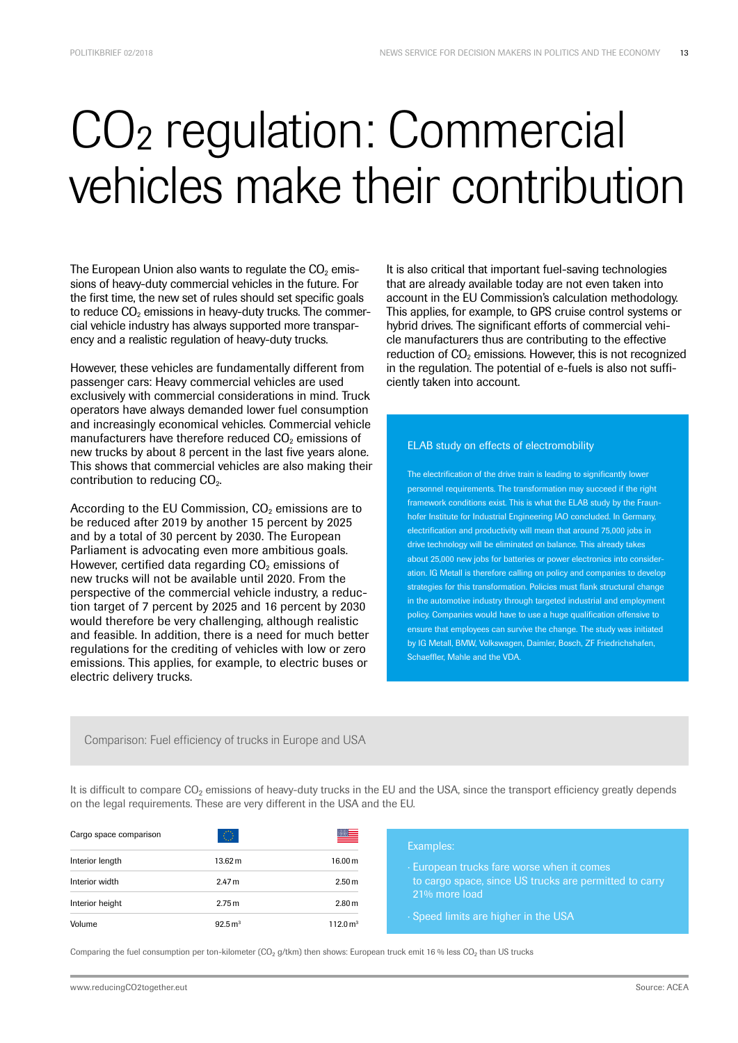# $CO_2$ regulation: Commercial vehicles make their contribution

The European Union also wants to regulate the $CO_2$ emissions of heavy-duty commercial vehicles in the future. For the first time, the new set of rules should set specific goals to reduce $CO_2$ emissions in heavy-duty trucks. The commercial vehicle industry has always supported more transparency and a realistic regulation of heavy-duty trucks.

However, these vehicles are fundamentally different from passenger cars: Heavy commercial vehicles are used exclusively with commercial considerations in mind. Truck operators have always demanded lower fuel consumption and increasingly economical vehicles. Commercial vehicle manufacturers have therefore reduced $CO_2$ emissions of new trucks by about 8 percent in the last five years alone. This shows that commercial vehicles are also making their contribution to reducing $CO_2$.

According to the EU Commission, $CO_2$ emissions are to be reduced after 2019 by another 15 percent by 2025 and by a total of 30 percent by 2030. The European Parliament is advocating even more ambitious goals. However, certified data regarding $CO_2$ emissions of new trucks will not be available until 2020. From the perspective of the commercial vehicle industry, a reduction target of 7 percent by 2025 and 16 percent by 2030 would therefore be very challenging, although realistic and feasible. In addition, there is a need for much better regulations for the crediting of vehicles with low or zero emissions. This applies, for example, to electric buses or electric delivery trucks.

It is also critical that important fuel-saving technologies that are already available today are not even taken into account in the EU Commission's calculation methodology. This applies, for example, to GPS cruise control systems or hybrid drives. The significant efforts of commercial vehicle manufacturers thus are contributing to the effective reduction of $CO_2$ emissions. However, this is not recognized in the regulation. The potential of e-fuels is also not sufficiently taken into account.

## ELAB study on effects of electromobility

The electrification of the drive train is leading to significantly lower personnel requirements. The transformation may succeed if the right framework conditions exist. This is what the ELAB study by the Fraunhofer Institute for Industrial Engineering IAO concluded. In Germany, electrification and productivity will mean that around 75,000 jobs in drive technology will be eliminated on balance. This already takes about 25,000 new jobs for batteries or power electronics into consideration. IG Metall is therefore calling on policy and companies to develop strategies for this transformation. Policies must flank structural change in the automotive industry through targeted industrial and employment policy. Companies would have to use a huge qualification offensive to ensure that employees can survive the change. The study was initiated by IG Metall, BMW, Volkswagen, Daimler, Bosch, ZF Friedrichshafen, Schaeffler, Mahle and the VDA.

## Comparison: Fuel efficiency of trucks in Europe and USA

It is difficult to compare $CO_2$ emissions of heavy-duty trucks in the EU and the USA, since the transport efficiency greatly depends on the legal requirements. These are very different in the USA and the EU.

| Cargo space comparison | EU | USA |
|---|---|---|
| Interior length | 13.62 m | 16.00 m |
| Interior width | 2.47 m | 2.50 m |
| Interior height | 2.75 m | 2.80 m |
| Volume | 92.5 $m^3$ | 112.0 $m^3$ |

Examples:

- European trucks fare worse when it comes to cargo space, since US trucks are permitted to carry 21% more load
- Speed limits are higher in the USA

Comparing the fuel consumption per ton-kilometer ($CO_2$ g/tkm) then shows: European truck emit 16 % less $CO_2$ than US trucks

www.reducingCO2together.eut

Source: ACEA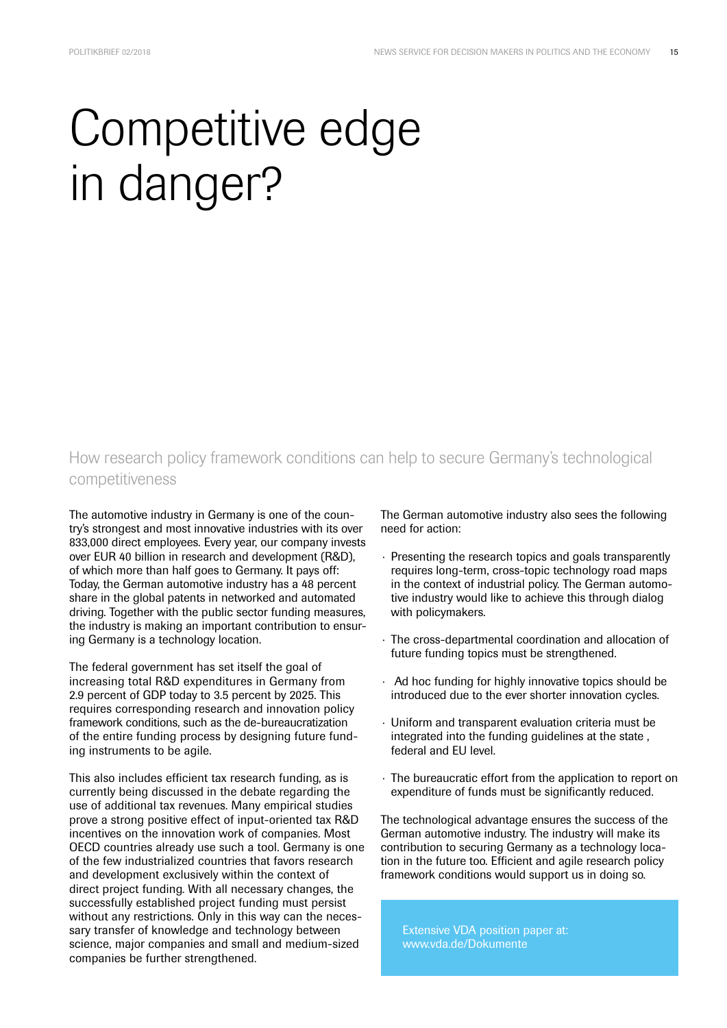# Competitive edge in danger?

## How research policy framework conditions can help to secure Germany's technological competitiveness

The automotive industry in Germany is one of the country's strongest and most innovative industries with its over 833,000 direct employees. Every year, our company invests over EUR 40 billion in research and development (R&D), of which more than half goes to Germany. It pays off: Today, the German automotive industry has a 48 percent share in the global patents in networked and automated driving. Together with the public sector funding measures, the industry is making an important contribution to ensuring Germany is a technology location.

The federal government has set itself the goal of increasing total R&D expenditures in Germany from 2.9 percent of GDP today to 3.5 percent by 2025. This requires corresponding research and innovation policy framework conditions, such as the de-bureaucratization of the entire funding process by designing future funding instruments to be agile.

This also includes efficient tax research funding, as is currently being discussed in the debate regarding the use of additional tax revenues. Many empirical studies prove a strong positive effect of input-oriented tax R&D incentives on the innovation work of companies. Most OECD countries already use such a tool. Germany is one of the few industrialized countries that favors research and development exclusively within the context of direct project funding. With all necessary changes, the successfully established project funding must persist without any restrictions. Only in this way can the necessary transfer of knowledge and technology between science, major companies and small and medium-sized companies be further strengthened.

The German automotive industry also sees the following need for action:

- Presenting the research topics and goals transparently requires long-term, cross-topic technology road maps in the context of industrial policy. The German automotive industry would like to achieve this through dialog with policymakers.
- The cross-departmental coordination and allocation of future funding topics must be strengthened.
- Ad hoc funding for highly innovative topics should be introduced due to the ever shorter innovation cycles.
- Uniform and transparent evaluation criteria must be integrated into the funding guidelines at the state , federal and EU level.
- The bureaucratic effort from the application to report on expenditure of funds must be significantly reduced.

The technological advantage ensures the success of the German automotive industry. The industry will make its contribution to securing Germany as a technology location in the future too. Efficient and agile research policy framework conditions would support us in doing so.

Extensive VDA position paper at:
www.vda.de/Dokumente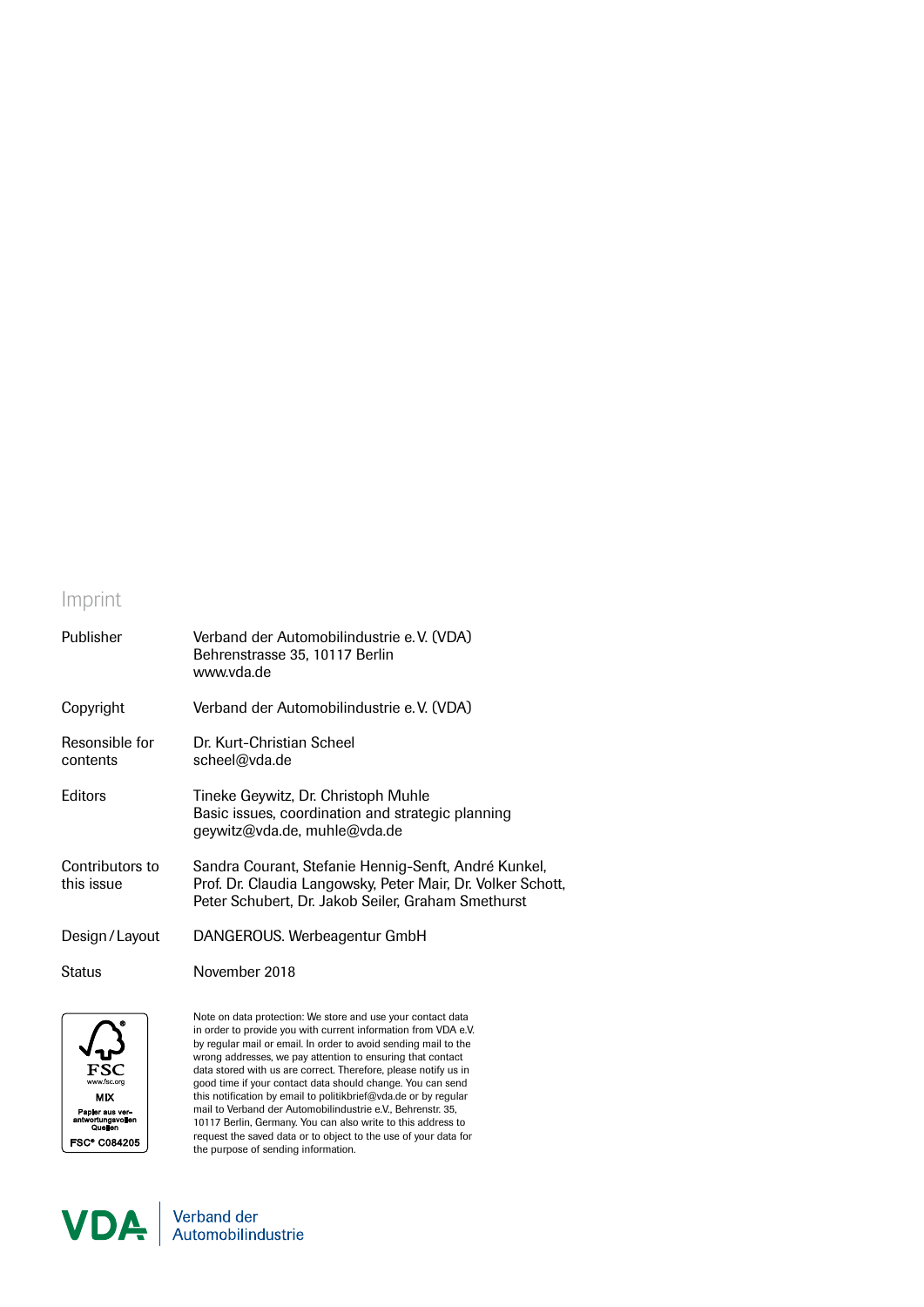## Imprint

| | |
|---|---|
| Publisher | Verband der Automobilindustrie e. V. (VDA)<br>Behrenstrasse 35, 10117 Berlin<br>www.vda.de |
| Copyright | Verband der Automobilindustrie e. V. (VDA) |
| Resonsible for contents | Dr. Kurt-Christian Scheel<br>scheel@vda.de |
| Editors | Tineke Geywitz, Dr. Christoph Muhle<br>Basic issues, coordination and strategic planning<br>geywitz@vda.de, muhle@vda.de |
| Contributors to this issue | Sandra Courant, Stefanie Hennig-Senft, André Kunkel, Prof. Dr. Claudia Langowsky, Peter Mair, Dr. Volker Schott, Peter Schubert, Dr. Jakob Seiler, Graham Smethurst |
| Design / Layout | DANGEROUS. Werbeagentur GmbH |
| Status | November 2018 |

FSC
www.fsc.org
MIX
Papier aus verantwortungsvollen Quellen
FSC® C084205

Note on data protection: We store and use your contact data in order to provide you with current information from VDA e.V. by regular mail or email. In order to avoid sending mail to the wrong addresses, we pay attention to ensuring that contact data stored with us are correct. Therefore, please notify us in good time if your contact data should change. You can send this notification by email to politikbrief@vda.de or by regular mail to Verband der Automobilindustrie e.V., Behrenstr. 35, 10117 Berlin, Germany. You can also write to this address to request the saved data or to object to the use of your data for the purpose of sending information.

VDA | Verband der Automobilindustrie